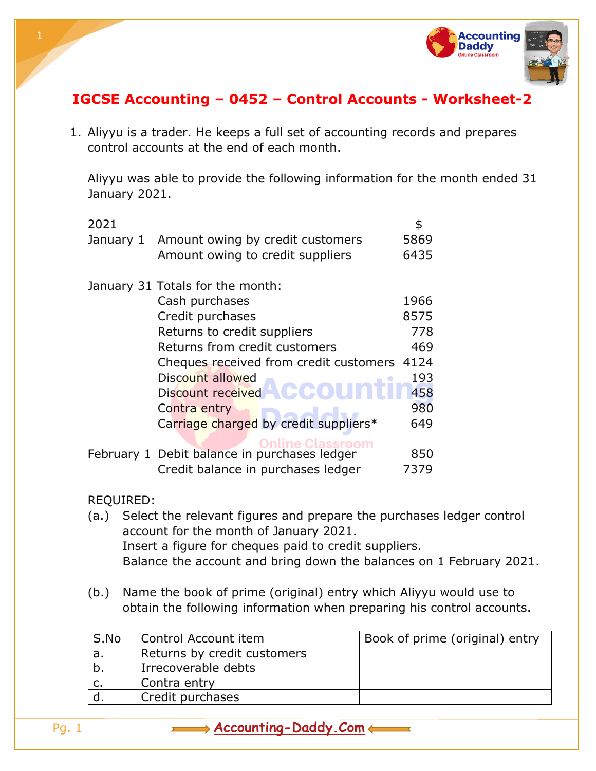## IGCSE Accounting – 0452 – Control Accounts - Worksheet-2

1. Aliyyu is a trader. He keeps a full set of accounting records and prepares control accounts at the end of each month.

   Aliyyu was able to provide the following information for the month ended 31 January 2021.

| 2021 | | $ |
|---|---|---|
| January 1 | Amount owing by credit customers | 5869 |
| | Amount owing to credit suppliers | 6435 |
| January 31 | Totals for the month: | |
| | Cash purchases | 1966 |
| | Credit purchases | 8575 |
| | Returns to credit suppliers | 778 |
| | Returns from credit customers | 469 |
| | Cheques received from credit customers | 4124 |
| | Discount allowed | 193 |
| | Discount received | 458 |
| | Contra entry | 980 |
| | Carriage charged by credit suppliers* | 649 |
| February 1 | Debit balance in purchases ledger | 850 |
| | Credit balance in purchases ledger | 7379 |

   REQUIRED:

   (a.) Select the relevant figures and prepare the purchases ledger control account for the month of January 2021.
   Insert a figure for cheques paid to credit suppliers.
   Balance the account and bring down the balances on 1 February 2021.

   (b.) Name the book of prime (original) entry which Aliyyu would use to obtain the following information when preparing his control accounts.

| S.No | Control Account item | Book of prime (original) entry |
|---|---|---|
| a. | Returns by credit customers | |
| b. | Irrecoverable debts | |
| c. | Contra entry | |
| d. | Credit purchases | |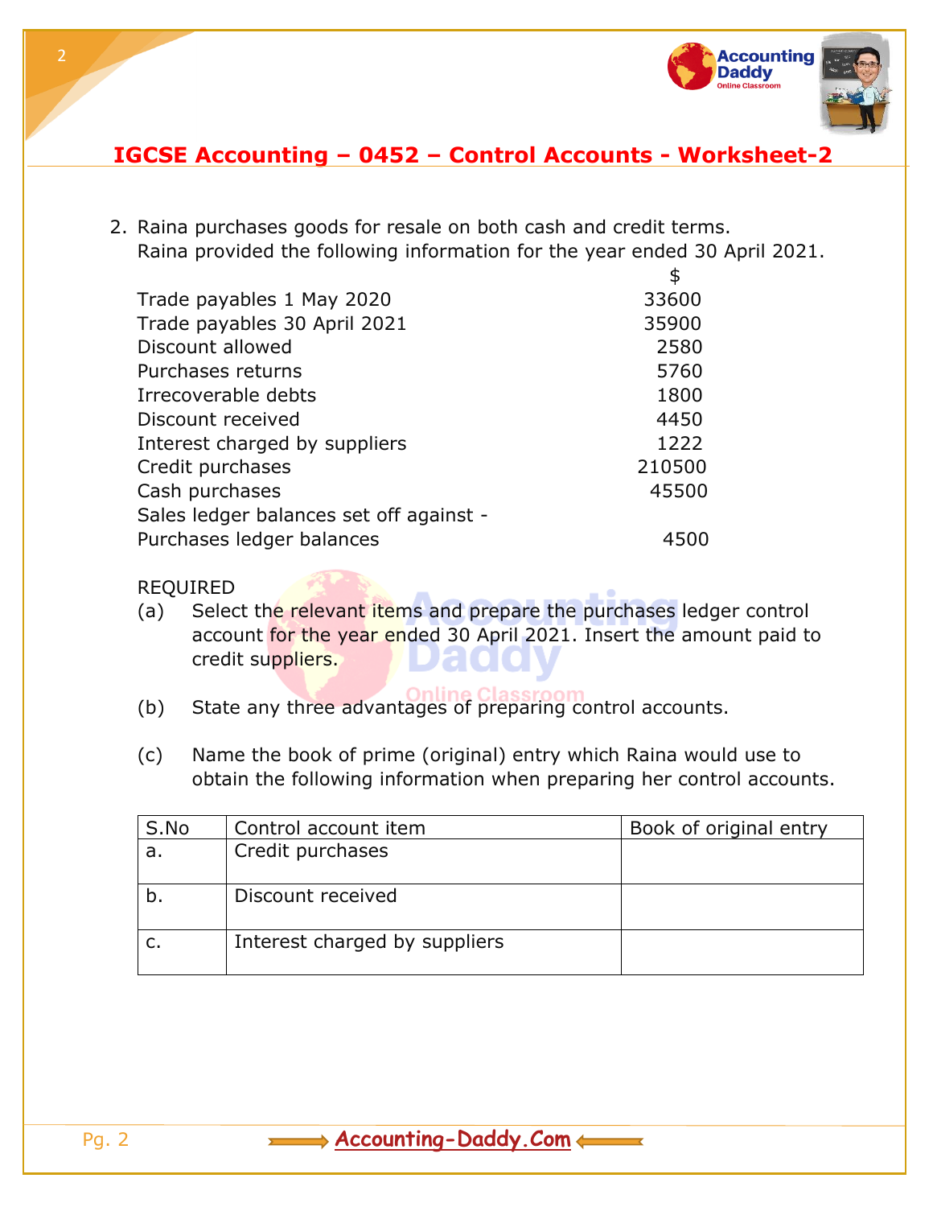# IGCSE Accounting – 0452 – Control Accounts - Worksheet-2

2. Raina purchases goods for resale on both cash and credit terms.
   Raina provided the following information for the year ended 30 April 2021.

| | $ |
|---|---|
| Trade payables 1 May 2020 | 33600 |
| Trade payables 30 April 2021 | 35900 |
| Discount allowed | 2580 |
| Purchases returns | 5760 |
| Irrecoverable debts | 1800 |
| Discount received | 4450 |
| Interest charged by suppliers | 1222 |
| Credit purchases | 210500 |
| Cash purchases | 45500 |
| Sales ledger balances set off against - Purchases ledger balances | 4500 |

REQUIRED

(a) Select the relevant items and prepare the purchases ledger control account for the year ended 30 April 2021. Insert the amount paid to credit suppliers.

(b) State any three advantages of preparing control accounts.

(c) Name the book of prime (original) entry which Raina would use to obtain the following information when preparing her control accounts.

| S.No | Control account item | Book of original entry |
|---|---|---|
| a. | Credit purchases | |
| b. | Discount received | |
| c. | Interest charged by suppliers | |